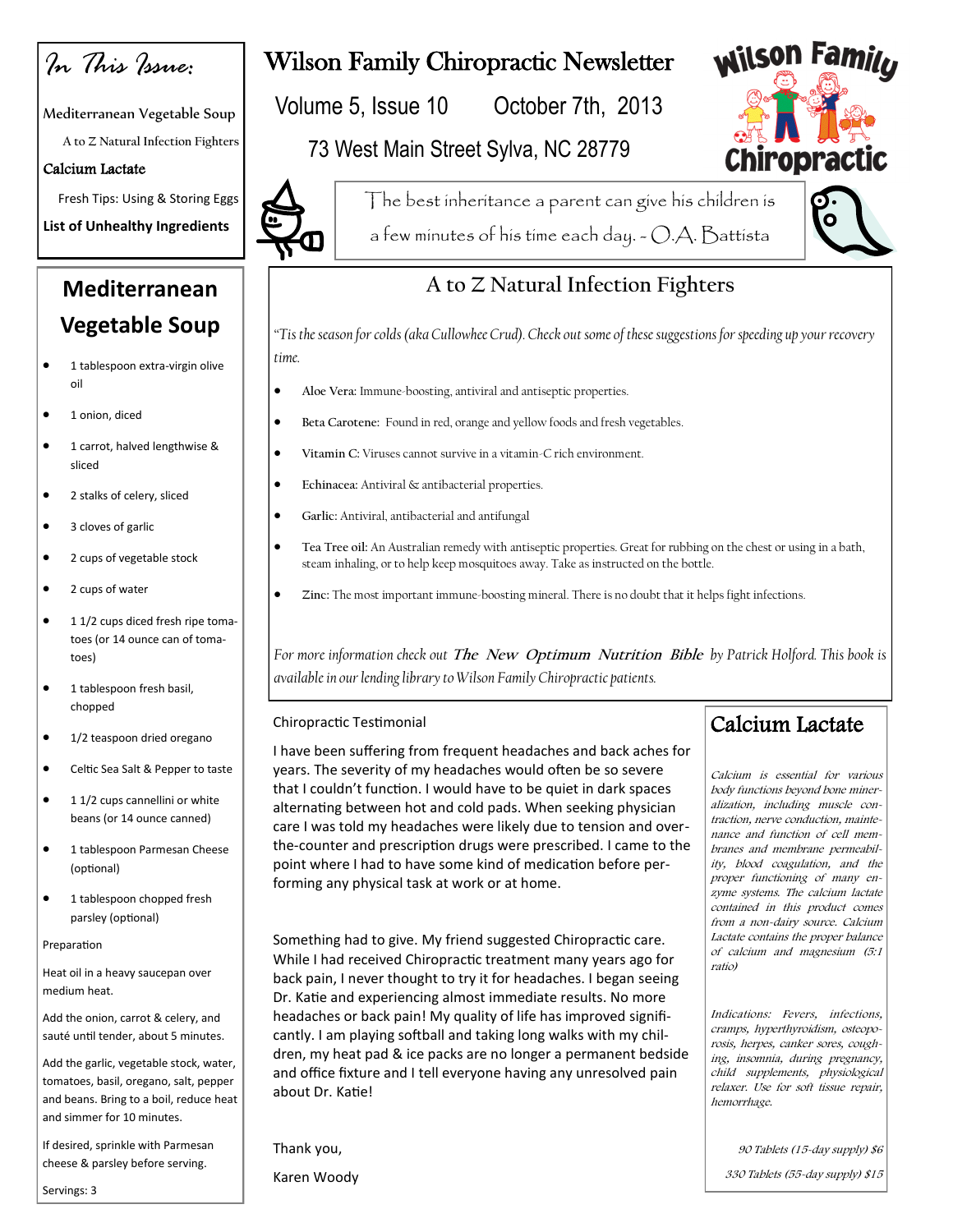# Wilson Family Chiropractic Newsletter

Volume 5, Issue 10 October 7th, 2013

73 West Main Street Sylva, NC 28779

The best inheritance a parent can give his children is a few minutes of his time each day. - O.A. Battista

*In This Issue:*

- Mediterranean Vegetable Soup
- A to Z Natural Infection Fighters
- Calcium Lactate
- Fresh Tips: Using & Storing Eggs
- List of Unhealthy Ingredients

## Mediterranean Vegetable Soup

- 1 tablespoon extra-virgin olive oil
- 1 onion, diced
- 1 carrot, halved lengthwise & sliced
- 2 stalks of celery, sliced
- 3 cloves of garlic
- 2 cups of vegetable stock
- 2 cups of water
- 1 1/2 cups diced fresh ripe tomatoes (or 14 ounce can of tomatoes)
- 1 tablespoon fresh basil, chopped
- 1/2 teaspoon dried oregano
- Celtic Sea Salt & Pepper to taste
- 1 1/2 cups cannellini or white beans (or 14 ounce canned)
- 1 tablespoon Parmesan Cheese (optional)
- 1 tablespoon chopped fresh parsley (optional)

Preparation

Heat oil in a heavy saucepan over medium heat.

Add the onion, carrot & celery, and sauté until tender, about 5 minutes.

Add the garlic, vegetable stock, water, tomatoes, basil, oregano, salt, pepper and beans. Bring to a boil, reduce heat and simmer for 10 minutes.

If desired, sprinkle with Parmesan cheese & parsley before serving.

Servings: 3

## A to Z Natural Infection Fighters

*"Tis the season for colds (aka Cullowhee Crud). Check out some of these suggestions for speeding up your recovery time.*

- **Aloe Vera:** Immune-boosting, antiviral and antiseptic properties.
- **Beta Carotene:** Found in red, orange and yellow foods and fresh vegetables.
- **Vitamin C:** Viruses cannot survive in a vitamin-C rich environment.
- **Echinacea:** Antiviral & antibacterial properties.
- **Garlic:** Antiviral, antibacterial and antifungal
- **Tea Tree oil:** An Australian remedy with antiseptic properties. Great for rubbing on the chest or using in a bath, steam inhaling, or to help keep mosquitoes away. Take as instructed on the bottle.
- **Zinc:** The most important immune-boosting mineral. There is no doubt that it helps fight infections.

*For more information check out **The New Optimum Nutrition Bible** by Patrick Holford. This book is available in our lending library to Wilson Family Chiropractic patients.*

### Chiropractic Testimonial

I have been suffering from frequent headaches and back aches for years. The severity of my headaches would often be so severe that I couldn't function. I would have to be quiet in dark spaces alternating between hot and cold pads. When seeking physician care I was told my headaches were likely due to tension and over-the-counter and prescription drugs were prescribed. I came to the point where I had to have some kind of medication before performing any physical task at work or at home.

Something had to give. My friend suggested Chiropractic care. While I had received Chiropractic treatment many years ago for back pain, I never thought to try it for headaches. I began seeing Dr. Katie and experiencing almost immediate results. No more headaches or back pain! My quality of life has improved significantly. I am playing softball and taking long walks with my children, my heat pad & ice packs are no longer a permanent bedside and office fixture and I tell everyone having any unresolved pain about Dr. Katie!

Thank you,

Karen Woody

## Calcium Lactate

*Calcium is essential for various body functions beyond bone mineralization, including muscle contraction, nerve conduction, maintenance and function of cell membranes and membrane permeability, blood coagulation, and the proper functioning of many enzyme systems. The calcium lactate contained in this product comes from a non-dairy source. Calcium Lactate contains the proper balance of calcium and magnesium (5:1 ratio)*

*Indications: Fevers, infections, cramps, hyperthyroidism, osteoporosis, herpes, canker sores, coughing, insomnia, during pregnancy, child supplements, physiological relaxer. Use for soft tissue repair, hemorrhage.*

*90 Tablets (15-day supply) $6*

*330 Tablets (55-day supply) $15*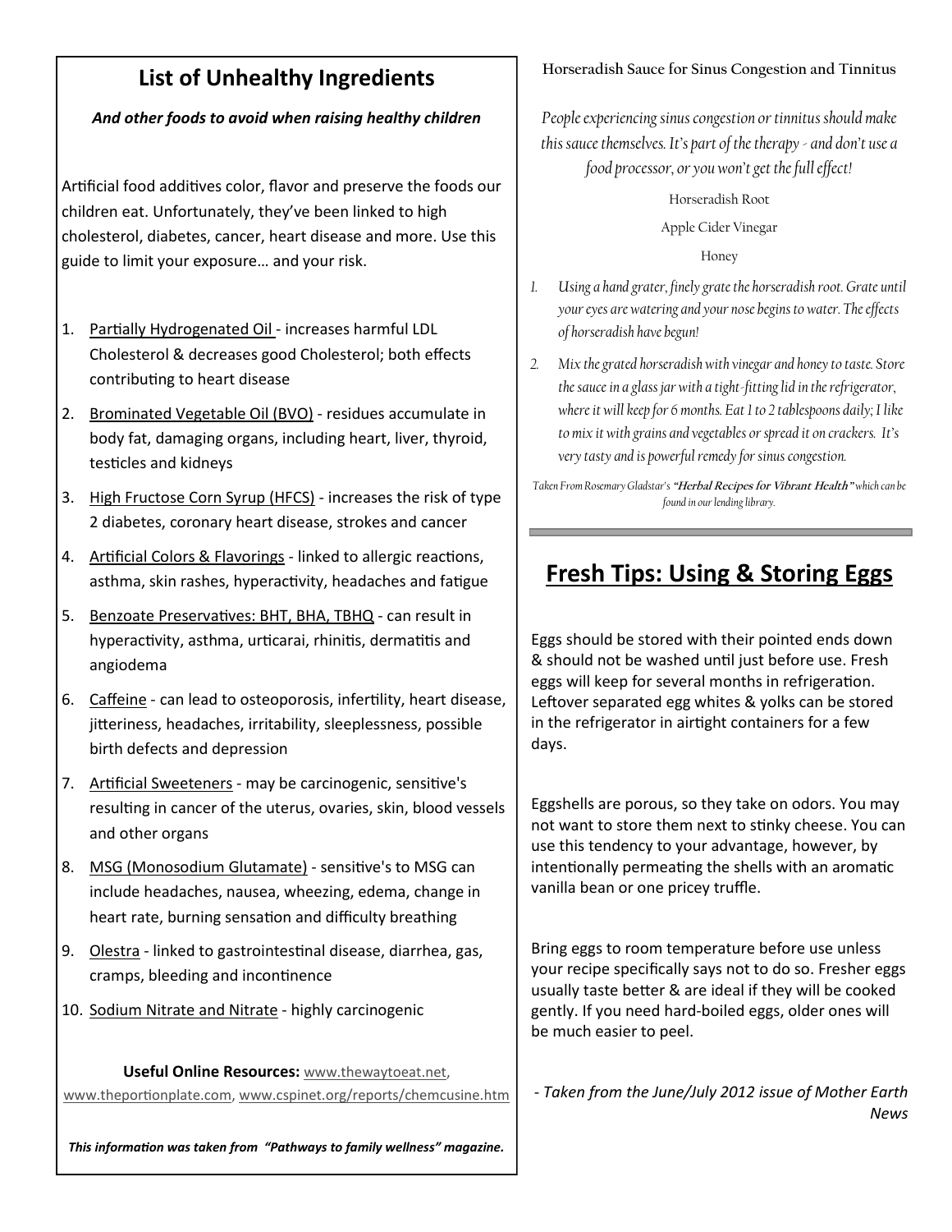## List of Unhealthy Ingredients

***And other foods to avoid when raising healthy children***

Artificial food additives color, flavor and preserve the foods our children eat. Unfortunately, they've been linked to high cholesterol, diabetes, cancer, heart disease and more. Use this guide to limit your exposure… and your risk.

1. Partially Hydrogenated Oil - increases harmful LDL Cholesterol & decreases good Cholesterol; both effects contributing to heart disease
2. Brominated Vegetable Oil (BVO) - residues accumulate in body fat, damaging organs, including heart, liver, thyroid, testicles and kidneys
3. High Fructose Corn Syrup (HFCS) - increases the risk of type 2 diabetes, coronary heart disease, strokes and cancer
4. Artificial Colors & Flavorings - linked to allergic reactions, asthma, skin rashes, hyperactivity, headaches and fatigue
5. Benzoate Preservatives: BHT, BHA, TBHQ - can result in hyperactivity, asthma, urticarai, rhinitis, dermatitis and angiodema
6. Caffeine - can lead to osteoporosis, infertility, heart disease, jitteriness, headaches, irritability, sleeplessness, possible birth defects and depression
7. Artificial Sweeteners - may be carcinogenic, sensitive's resulting in cancer of the uterus, ovaries, skin, blood vessels and other organs
8. MSG (Monosodium Glutamate) - sensitive's to MSG can include headaches, nausea, wheezing, edema, change in heart rate, burning sensation and difficulty breathing
9. Olestra - linked to gastrointestinal disease, diarrhea, gas, cramps, bleeding and incontinence
10. Sodium Nitrate and Nitrate - highly carcinogenic

**Useful Online Resources:** www.thewaytoeat.net, www.theportionplate.com, www.cspinet.org/reports/chemcusine.htm

***This information was taken from "Pathways to family wellness" magazine.***

### Horseradish Sauce for Sinus Congestion and Tinnitus

*People experiencing sinus congestion or tinnitus should make this sauce themselves. It's part of the therapy - and don't use a food processor, or you won't get the full effect!*

Horseradish Root

Apple Cider Vinegar

Honey

1. *Using a hand grater, finely grate the horseradish root. Grate until your eyes are watering and your nose begins to water. The effects of horseradish have begun!*
2. *Mix the grated horseradish with vinegar and honey to taste. Store the sauce in a glass jar with a tight-fitting lid in the refrigerator, where it will keep for 6 months. Eat 1 to 2 tablespoons daily; I like to mix it with grains and vegetables or spread it on crackers. It's very tasty and is powerful remedy for sinus congestion.*

*Taken From Rosemary Gladstar's **"Herbal Recipes for Vibrant Health"** which can be found in our lending library.*

## Fresh Tips: Using & Storing Eggs

Eggs should be stored with their pointed ends down & should not be washed until just before use. Fresh eggs will keep for several months in refrigeration. Leftover separated egg whites & yolks can be stored in the refrigerator in airtight containers for a few days.

Eggshells are porous, so they take on odors. You may not want to store them next to stinky cheese. You can use this tendency to your advantage, however, by intentionally permeating the shells with an aromatic vanilla bean or one pricey truffle.

Bring eggs to room temperature before use unless your recipe specifically says not to do so. Fresher eggs usually taste better & are ideal if they will be cooked gently. If you need hard-boiled eggs, older ones will be much easier to peel.

*- Taken from the June/July 2012 issue of Mother Earth News*